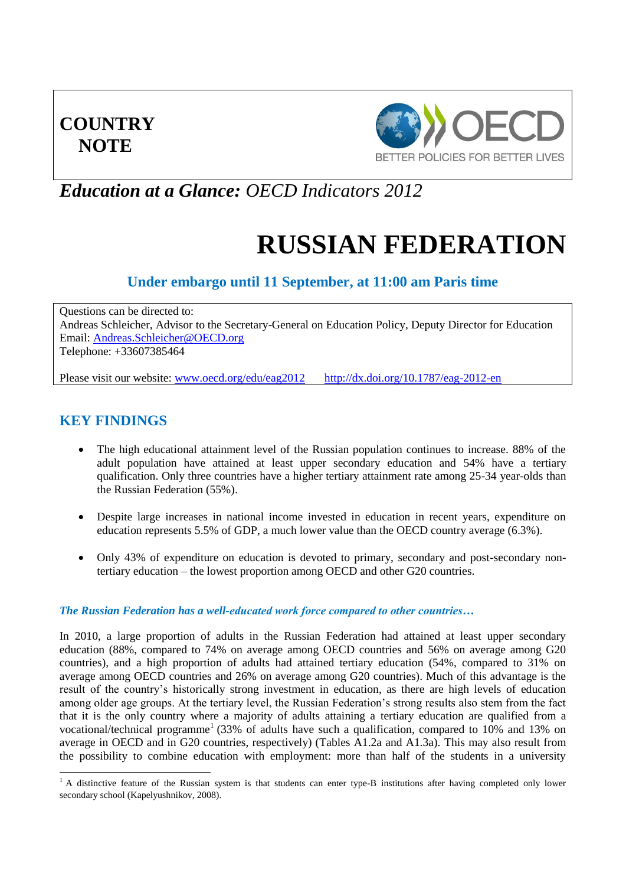# COUNTRY NOTE

OECD — BETTER POLICIES FOR BETTER LIVES

## *Education at a Glance:* OECD Indicators 2012

# RUSSIAN FEDERATION

### Under embargo until 11 September, at 11:00 am Paris time

Questions can be directed to:
Andreas Schleicher, Advisor to the Secretary-General on Education Policy, Deputy Director for Education
Email: Andreas.Schleicher@OECD.org
Telephone: +33607385464

Please visit our website: www.oecd.org/edu/eag2012 http://dx.doi.org/10.1787/eag-2012-en

## KEY FINDINGS

- The high educational attainment level of the Russian population continues to increase. 88% of the adult population have attained at least upper secondary education and 54% have a tertiary qualification. Only three countries have a higher tertiary attainment rate among 25-34 year-olds than the Russian Federation (55%).
- Despite large increases in national income invested in education in recent years, expenditure on education represents 5.5% of GDP, a much lower value than the OECD country average (6.3%).
- Only 43% of expenditure on education is devoted to primary, secondary and post-secondary non-tertiary education – the lowest proportion among OECD and other G20 countries.

### *The Russian Federation has a well-educated work force compared to other countries…*

In 2010, a large proportion of adults in the Russian Federation had attained at least upper secondary education (88%, compared to 74% on average among OECD countries and 56% on average among G20 countries), and a high proportion of adults had attained tertiary education (54%, compared to 31% on average among OECD countries and 26% on average among G20 countries). Much of this advantage is the result of the country's historically strong investment in education, as there are high levels of education among older age groups. At the tertiary level, the Russian Federation's strong results also stem from the fact that it is the only country where a majority of adults attaining a tertiary education are qualified from a vocational/technical programme[1] (33% of adults have such a qualification, compared to 10% and 13% on average in OECD and in G20 countries, respectively) (Tables A1.2a and A1.3a). This may also result from the possibility to combine education with employment: more than half of the students in a university

[1] A distinctive feature of the Russian system is that students can enter type-B institutions after having completed only lower secondary school (Kapelyushnikov, 2008).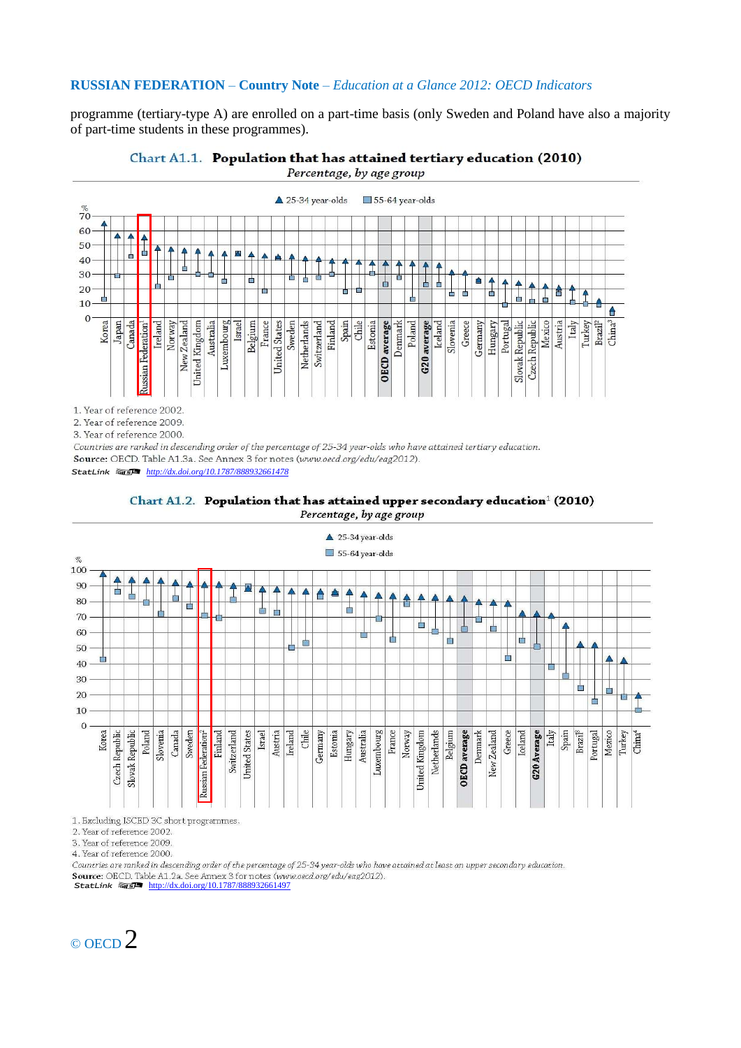programme (tertiary-type A) are enrolled on a part-time basis (only Sweden and Poland have also a majority of part-time students in these programmes).

**Chart A1.1. Population that has attained tertiary education (2010)**

*Percentage, by age group*

1. Year of reference 2002.
2. Year of reference 2009.
3. Year of reference 2000.

*Countries are ranked in descending order of the percentage of 25-34 year-olds who have attained tertiary education.*

**Source:** OECD. Table A1.3a. See Annex 3 for notes (*www.oecd.org/edu/eag2012*).

StatLink http://dx.doi.org/10.1787/888932661478

**Chart A1.2. Population that has attained upper secondary education[1] (2010)**

*Percentage, by age group*

1. Excluding ISCED 3C short programmes.
2. Year of reference 2002.
3. Year of reference 2009.
4. Year of reference 2000.

*Countries are ranked in descending order of the percentage of 25-34 year-olds who have attained at least an upper secondary education.*

**Source:** OECD. Table A1.2a. See Annex 3 for notes (*www.oecd.org/edu/eag2012*).

StatLink http://dx.doi.org/10.1787/888932661497

© OECD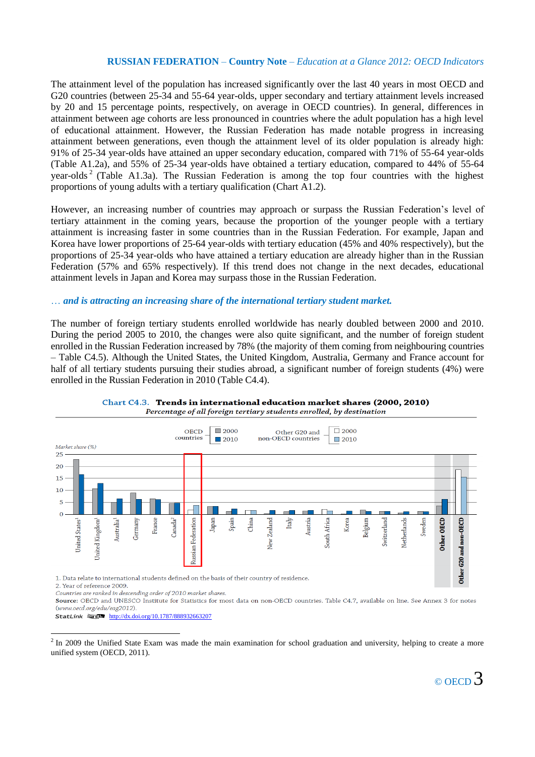The attainment level of the population has increased significantly over the last 40 years in most OECD and G20 countries (between 25-34 and 55-64 year-olds, upper secondary and tertiary attainment levels increased by 20 and 15 percentage points, respectively, on average in OECD countries). In general, differences in attainment between age cohorts are less pronounced in countries where the adult population has a high level of educational attainment. However, the Russian Federation has made notable progress in increasing attainment between generations, even though the attainment level of its older population is already high: 91% of 25-34 year-olds have attained an upper secondary education, compared with 71% of 55-64 year-olds (Table A1.2a), and 55% of 25-34 year-olds have obtained a tertiary education, compared to 44% of 55-64 year-olds[2] (Table A1.3a). The Russian Federation is among the top four countries with the highest proportions of young adults with a tertiary qualification (Chart A1.2).

However, an increasing number of countries may approach or surpass the Russian Federation's level of tertiary attainment in the coming years, because the proportion of the younger people with a tertiary attainment is increasing faster in some countries than in the Russian Federation. For example, Japan and Korea have lower proportions of 25-64 year-olds with tertiary education (45% and 40% respectively), but the proportions of 25-34 year-olds who have attained a tertiary education are already higher than in the Russian Federation (57% and 65% respectively). If this trend does not change in the next decades, educational attainment levels in Japan and Korea may surpass those in the Russian Federation.

### *… and is attracting an increasing share of the international tertiary student market.*

The number of foreign tertiary students enrolled worldwide has nearly doubled between 2000 and 2010. During the period 2005 to 2010, the changes were also quite significant, and the number of foreign student enrolled in the Russian Federation increased by 78% (the majority of them coming from neighbouring countries – Table C4.5). Although the United States, the United Kingdom, Australia, Germany and France account for half of all tertiary students pursuing their studies abroad, a significant number of foreign students (4%) were enrolled in the Russian Federation in 2010 (Table C4.4).

**Chart C4.3. Trends in international education market shares (2000, 2010)**

*Percentage of all foreign tertiary students enrolled, by destination*

1. Data relate to international students defined on the basis of their country of residence.
2. Year of reference 2009.

*Countries are ranked in descending order of 2010 market shares.*

**Source:** OECD and UNESCO Institute for Statistics for most data on non-OECD countries. Table C4.7, available on line. See Annex 3 for notes (*www.oecd.org/edu/eag2012*).

**StatLink** http://dx.doi.org/10.1787/888932663207

---

[2] In 2009 the Unified State Exam was made the main examination for school graduation and university, helping to create a more unified system (OECD, 2011).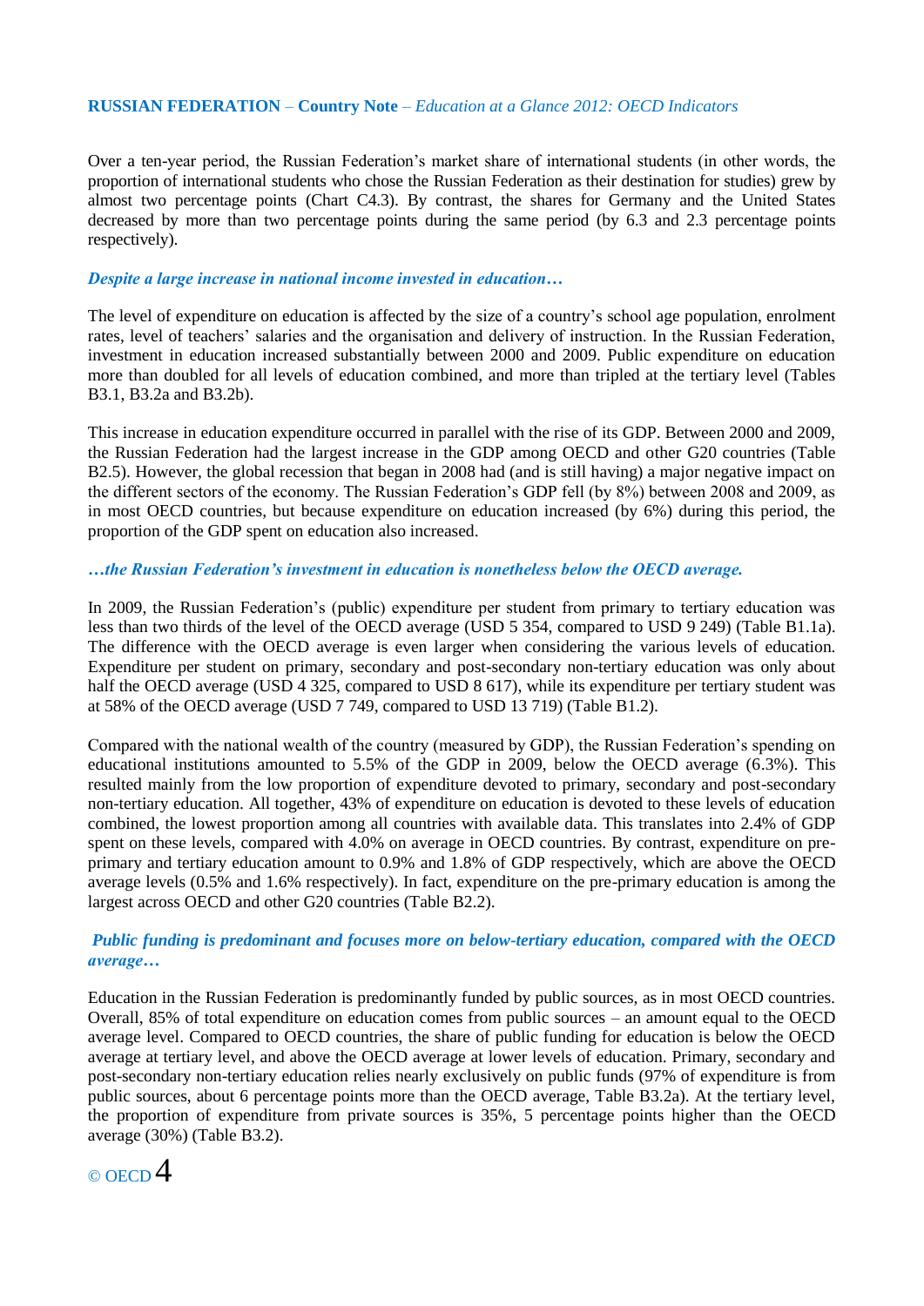Over a ten-year period, the Russian Federation's market share of international students (in other words, the proportion of international students who chose the Russian Federation as their destination for studies) grew by almost two percentage points (Chart C4.3). By contrast, the shares for Germany and the United States decreased by more than two percentage points during the same period (by 6.3 and 2.3 percentage points respectively).

### *Despite a large increase in national income invested in education…*

The level of expenditure on education is affected by the size of a country's school age population, enrolment rates, level of teachers' salaries and the organisation and delivery of instruction. In the Russian Federation, investment in education increased substantially between 2000 and 2009. Public expenditure on education more than doubled for all levels of education combined, and more than tripled at the tertiary level (Tables B3.1, B3.2a and B3.2b).

This increase in education expenditure occurred in parallel with the rise of its GDP. Between 2000 and 2009, the Russian Federation had the largest increase in the GDP among OECD and other G20 countries (Table B2.5). However, the global recession that began in 2008 had (and is still having) a major negative impact on the different sectors of the economy. The Russian Federation's GDP fell (by 8%) between 2008 and 2009, as in most OECD countries, but because expenditure on education increased (by 6%) during this period, the proportion of the GDP spent on education also increased.

### *…the Russian Federation's investment in education is nonetheless below the OECD average.*

In 2009, the Russian Federation's (public) expenditure per student from primary to tertiary education was less than two thirds of the level of the OECD average (USD 5 354, compared to USD 9 249) (Table B1.1a). The difference with the OECD average is even larger when considering the various levels of education. Expenditure per student on primary, secondary and post-secondary non-tertiary education was only about half the OECD average (USD 4 325, compared to USD 8 617), while its expenditure per tertiary student was at 58% of the OECD average (USD 7 749, compared to USD 13 719) (Table B1.2).

Compared with the national wealth of the country (measured by GDP), the Russian Federation's spending on educational institutions amounted to 5.5% of the GDP in 2009, below the OECD average (6.3%). This resulted mainly from the low proportion of expenditure devoted to primary, secondary and post-secondary non-tertiary education. All together, 43% of expenditure on education is devoted to these levels of education combined, the lowest proportion among all countries with available data. This translates into 2.4% of GDP spent on these levels, compared with 4.0% on average in OECD countries. By contrast, expenditure on pre-primary and tertiary education amount to 0.9% and 1.8% of GDP respectively, which are above the OECD average levels (0.5% and 1.6% respectively). In fact, expenditure on the pre-primary education is among the largest across OECD and other G20 countries (Table B2.2).

### *Public funding is predominant and focuses more on below-tertiary education, compared with the OECD average…*

Education in the Russian Federation is predominantly funded by public sources, as in most OECD countries. Overall, 85% of total expenditure on education comes from public sources – an amount equal to the OECD average level. Compared to OECD countries, the share of public funding for education is below the OECD average at tertiary level, and above the OECD average at lower levels of education. Primary, secondary and post-secondary non-tertiary education relies nearly exclusively on public funds (97% of expenditure is from public sources, about 6 percentage points more than the OECD average, Table B3.2a). At the tertiary level, the proportion of expenditure from private sources is 35%, 5 percentage points higher than the OECD average (30%) (Table B3.2).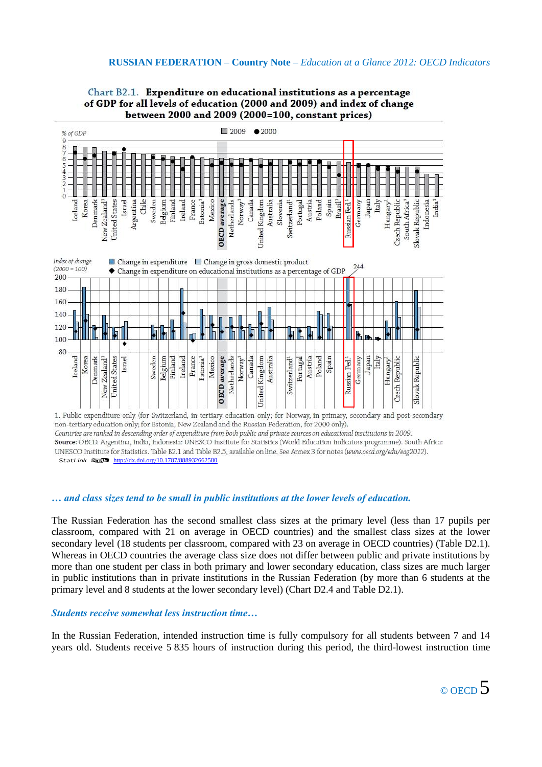**Chart B2.1. Expenditure on educational institutions as a percentage of GDP for all levels of education (2000 and 2009) and index of change between 2000 and 2009 (2000=100, constant prices)**

1. Public expenditure only (for Switzerland, in tertiary education only; for Norway, in primary, secondary and post-secondary non-tertiary education only; for Estonia, New Zealand and the Russian Federation, for 2000 only).

*Countries are ranked in descending order of expenditure from both public and private sources on educational institutions in 2009.*

**Source**: OECD. Argentina, India, Indonesia: UNESCO Institute for Statistics (World Education Indicators programme). South Africa: UNESCO Institute for Statistics. Table B2.1 and Table B2.5, available on line. See Annex 3 for notes (*www.oecd.org/edu/eag2012*).

StatLink http://dx.doi.org/10.1787/888932662580

### *… and class sizes tend to be small in public institutions at the lower levels of education.*

The Russian Federation has the second smallest class sizes at the primary level (less than 17 pupils per classroom, compared with 21 on average in OECD countries) and the smallest class sizes at the lower secondary level (18 students per classroom, compared with 23 on average in OECD countries) (Table D2.1). Whereas in OECD countries the average class size does not differ between public and private institutions by more than one student per class in both primary and lower secondary education, class sizes are much larger in public institutions than in private institutions in the Russian Federation (by more than 6 students at the primary level and 8 students at the lower secondary level) (Chart D2.4 and Table D2.1).

### *Students receive somewhat less instruction time…*

In the Russian Federation, intended instruction time is fully compulsory for all students between 7 and 14 years old. Students receive 5 835 hours of instruction during this period, the third-lowest instruction time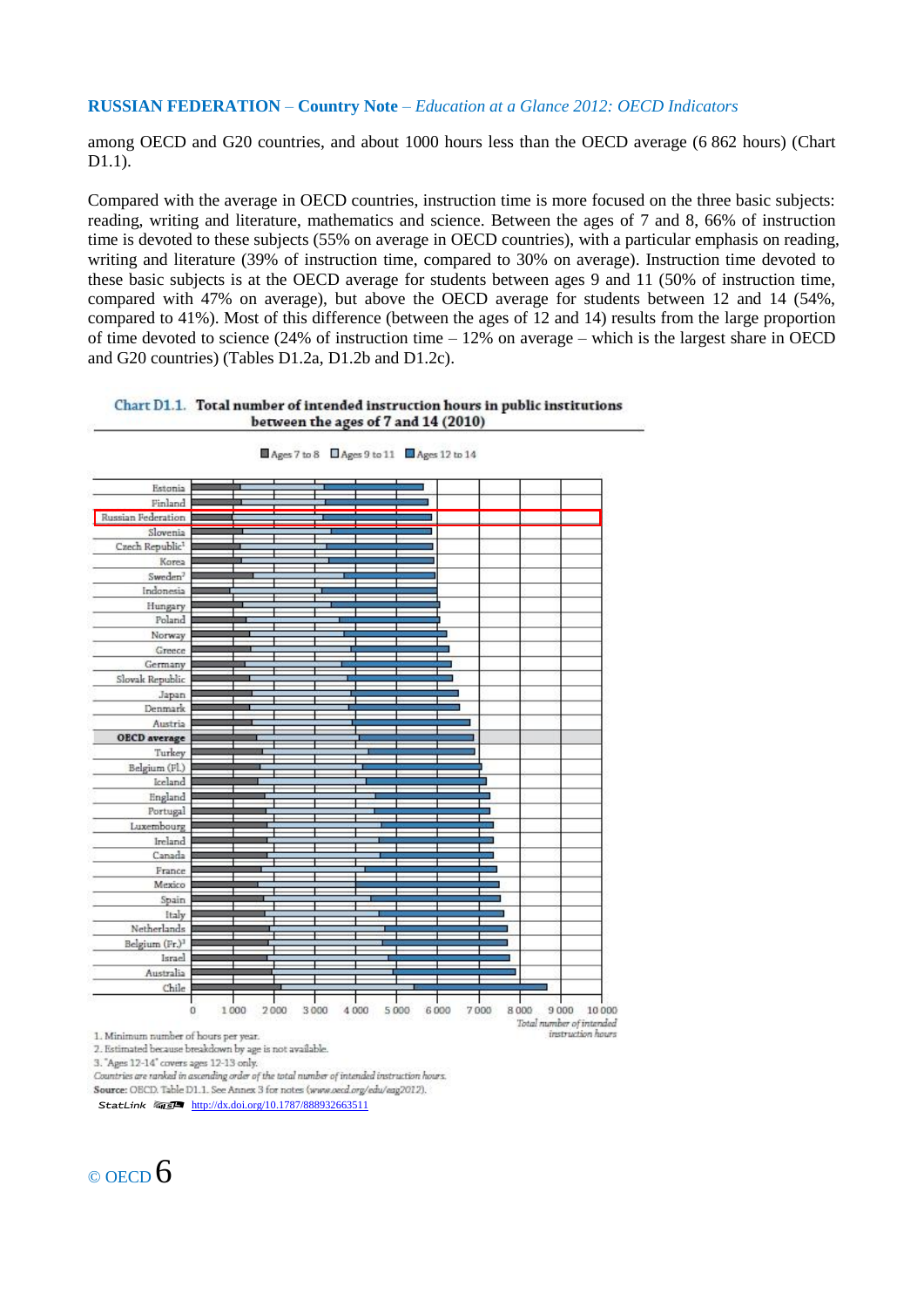among OECD and G20 countries, and about 1000 hours less than the OECD average (6 862 hours) (Chart D1.1).

Compared with the average in OECD countries, instruction time is more focused on the three basic subjects: reading, writing and literature, mathematics and science. Between the ages of 7 and 8, 66% of instruction time is devoted to these subjects (55% on average in OECD countries), with a particular emphasis on reading, writing and literature (39% of instruction time, compared to 30% on average). Instruction time devoted to these basic subjects is at the OECD average for students between ages 9 and 11 (50% of instruction time, compared with 47% on average), but above the OECD average for students between 12 and 14 (54%, compared to 41%). Most of this difference (between the ages of 12 and 14) results from the large proportion of time devoted to science (24% of instruction time – 12% on average – which is the largest share in OECD and G20 countries) (Tables D1.2a, D1.2b and D1.2c).

**Chart D1.1. Total number of intended instruction hours in public institutions between the ages of 7 and 14 (2010)**

Ages 7 to 8 | Ages 9 to 11 | Ages 12 to 14

Estonia, Finland, Russian Federation, Slovenia, Czech Republic[1], Korea, Sweden[2], Indonesia, Hungary, Poland, Norway, Greece, Germany, Slovak Republic, Japan, Denmark, Austria, **OECD average**, Turkey, Belgium (Fl.), Iceland, England, Portugal, Luxembourg, Ireland, Canada, France, Mexico, Spain, Italy, Netherlands, Belgium (Fr.)[3], Israel, Australia, Chile

0 1 000 2 000 3 000 4 000 5 000 6 000 7 000 8 000 9 000 10 000 *Total number of intended instruction hours*

1. Minimum number of hours per year.
2. Estimated because breakdown by age is not available.
3. "Ages 12-14" covers ages 12-13 only.

*Countries are ranked in ascending order of the total number of intended instruction hours.*

**Source:** OECD. Table D1.1. See Annex 3 for notes (*www.oecd.org/edu/eag2012*).

StatLink http://dx.doi.org/10.1787/888932663511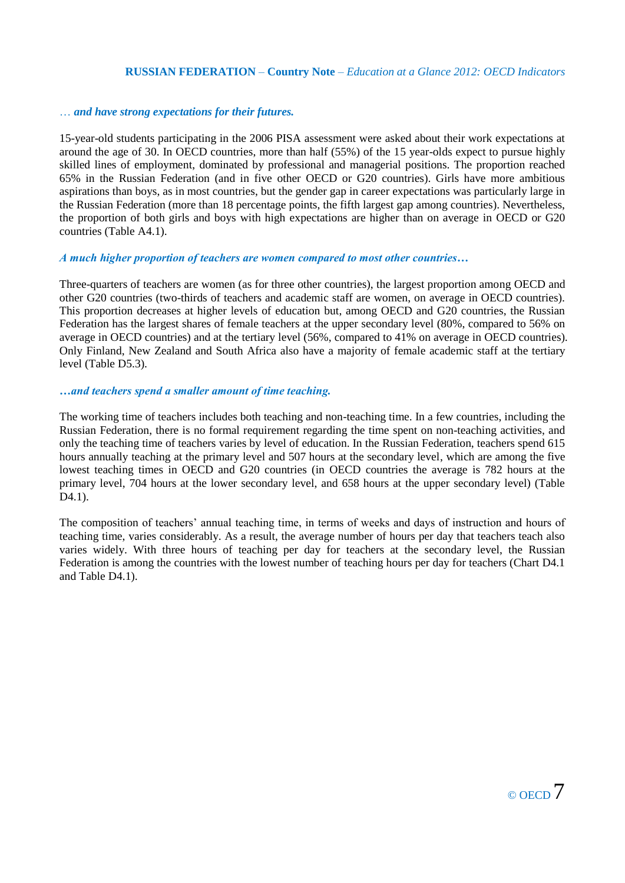### *… and have strong expectations for their futures.*

15-year-old students participating in the 2006 PISA assessment were asked about their work expectations at around the age of 30. In OECD countries, more than half (55%) of the 15 year-olds expect to pursue highly skilled lines of employment, dominated by professional and managerial positions. The proportion reached 65% in the Russian Federation (and in five other OECD or G20 countries). Girls have more ambitious aspirations than boys, as in most countries, but the gender gap in career expectations was particularly large in the Russian Federation (more than 18 percentage points, the fifth largest gap among countries). Nevertheless, the proportion of both girls and boys with high expectations are higher than on average in OECD or G20 countries (Table A4.1).

### *A much higher proportion of teachers are women compared to most other countries…*

Three-quarters of teachers are women (as for three other countries), the largest proportion among OECD and other G20 countries (two-thirds of teachers and academic staff are women, on average in OECD countries). This proportion decreases at higher levels of education but, among OECD and G20 countries, the Russian Federation has the largest shares of female teachers at the upper secondary level (80%, compared to 56% on average in OECD countries) and at the tertiary level (56%, compared to 41% on average in OECD countries). Only Finland, New Zealand and South Africa also have a majority of female academic staff at the tertiary level (Table D5.3).

### *…and teachers spend a smaller amount of time teaching.*

The working time of teachers includes both teaching and non-teaching time. In a few countries, including the Russian Federation, there is no formal requirement regarding the time spent on non-teaching activities, and only the teaching time of teachers varies by level of education. In the Russian Federation, teachers spend 615 hours annually teaching at the primary level and 507 hours at the secondary level, which are among the five lowest teaching times in OECD and G20 countries (in OECD countries the average is 782 hours at the primary level, 704 hours at the lower secondary level, and 658 hours at the upper secondary level) (Table D4.1).

The composition of teachers' annual teaching time, in terms of weeks and days of instruction and hours of teaching time, varies considerably. As a result, the average number of hours per day that teachers teach also varies widely. With three hours of teaching per day for teachers at the secondary level, the Russian Federation is among the countries with the lowest number of teaching hours per day for teachers (Chart D4.1 and Table D4.1).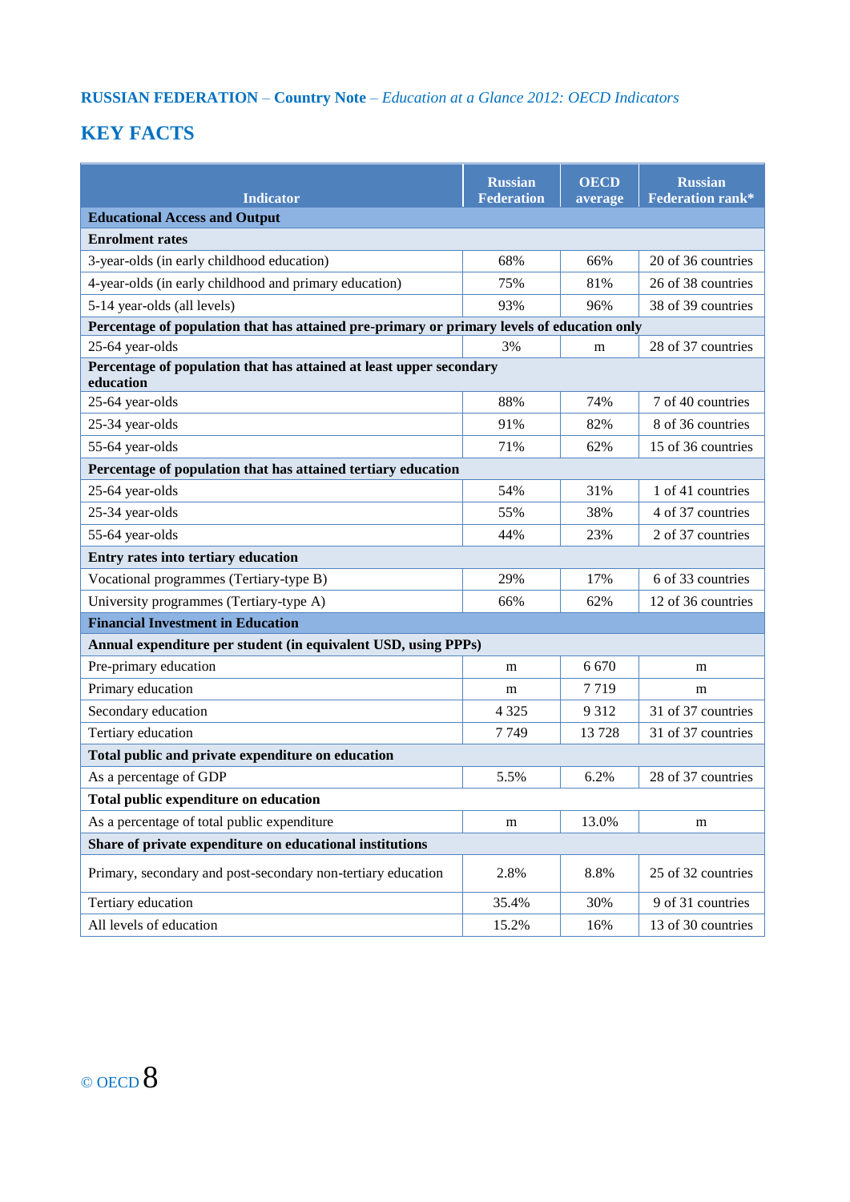**RUSSIAN FEDERATION** – **Country Note** – *Education at a Glance 2012: OECD Indicators*

# KEY FACTS

| Indicator | Russian Federation | OECD average | Russian Federation rank* |
|---|---|---|---|
| **Educational Access and Output** | | | |
| **Enrolment rates** | | | |
| 3-year-olds (in early childhood education) | 68% | 66% | 20 of 36 countries |
| 4-year-olds (in early childhood and primary education) | 75% | 81% | 26 of 38 countries |
| 5-14 year-olds (all levels) | 93% | 96% | 38 of 39 countries |
| **Percentage of population that has attained pre-primary or primary levels of education only** | | | |
| 25-64 year-olds | 3% | m | 28 of 37 countries |
| **Percentage of population that has attained at least upper secondary education** | | | |
| 25-64 year-olds | 88% | 74% | 7 of 40 countries |
| 25-34 year-olds | 91% | 82% | 8 of 36 countries |
| 55-64 year-olds | 71% | 62% | 15 of 36 countries |
| **Percentage of population that has attained tertiary education** | | | |
| 25-64 year-olds | 54% | 31% | 1 of 41 countries |
| 25-34 year-olds | 55% | 38% | 4 of 37 countries |
| 55-64 year-olds | 44% | 23% | 2 of 37 countries |
| **Entry rates into tertiary education** | | | |
| Vocational programmes (Tertiary-type B) | 29% | 17% | 6 of 33 countries |
| University programmes (Tertiary-type A) | 66% | 62% | 12 of 36 countries |
| **Financial Investment in Education** | | | |
| **Annual expenditure per student (in equivalent USD, using PPPs)** | | | |
| Pre-primary education | m | 6 670 | m |
| Primary education | m | 7 719 | m |
| Secondary education | 4 325 | 9 312 | 31 of 37 countries |
| Tertiary education | 7 749 | 13 728 | 31 of 37 countries |
| **Total public and private expenditure on education** | | | |
| As a percentage of GDP | 5.5% | 6.2% | 28 of 37 countries |
| **Total public expenditure on education** | | | |
| As a percentage of total public expenditure | m | 13.0% | m |
| **Share of private expenditure on educational institutions** | | | |
| Primary, secondary and post-secondary non-tertiary education | 2.8% | 8.8% | 25 of 32 countries |
| Tertiary education | 35.4% | 30% | 9 of 31 countries |
| All levels of education | 15.2% | 16% | 13 of 30 countries |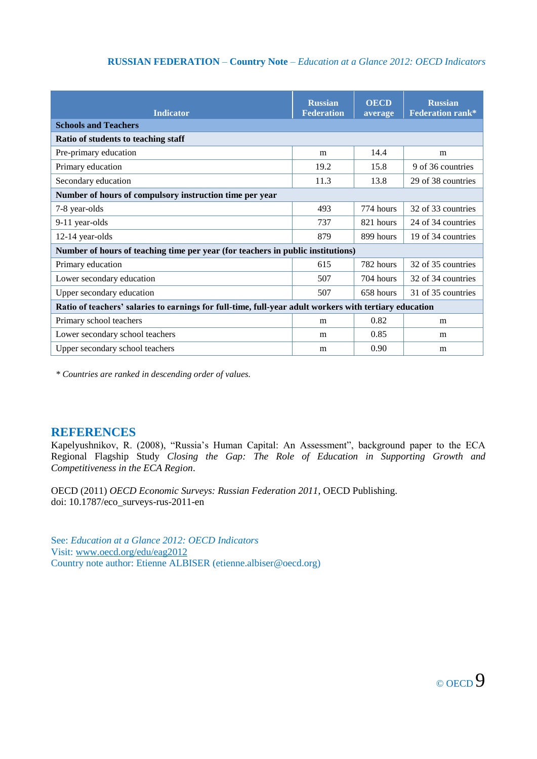| Indicator | Russian Federation | OECD average | Russian Federation rank* |
|---|---|---|---|
| **Schools and Teachers** | | | |
| **Ratio of students to teaching staff** | | | |
| Pre-primary education | m | 14.4 | m |
| Primary education | 19.2 | 15.8 | 9 of 36 countries |
| Secondary education | 11.3 | 13.8 | 29 of 38 countries |
| **Number of hours of compulsory instruction time per year** | | | |
| 7-8 year-olds | 493 | 774 hours | 32 of 33 countries |
| 9-11 year-olds | 737 | 821 hours | 24 of 34 countries |
| 12-14 year-olds | 879 | 899 hours | 19 of 34 countries |
| **Number of hours of teaching time per year (for teachers in public institutions)** | | | |
| Primary education | 615 | 782 hours | 32 of 35 countries |
| Lower secondary education | 507 | 704 hours | 32 of 34 countries |
| Upper secondary education | 507 | 658 hours | 31 of 35 countries |
| **Ratio of teachers' salaries to earnings for full-time, full-year adult workers with tertiary education** | | | |
| Primary school teachers | m | 0.82 | m |
| Lower secondary school teachers | m | 0.85 | m |
| Upper secondary school teachers | m | 0.90 | m |

*\* Countries are ranked in descending order of values.*

## REFERENCES

Kapelyushnikov, R. (2008), "Russia's Human Capital: An Assessment", background paper to the ECA Regional Flagship Study *Closing the Gap: The Role of Education in Supporting Growth and Competitiveness in the ECA Region*.

OECD (2011) *OECD Economic Surveys: Russian Federation 2011*, OECD Publishing.
doi: 10.1787/eco_surveys-rus-2011-en

See: *Education at a Glance 2012: OECD Indicators*
Visit: www.oecd.org/edu/eag2012
Country note author: Etienne ALBISER (etienne.albiser@oecd.org)